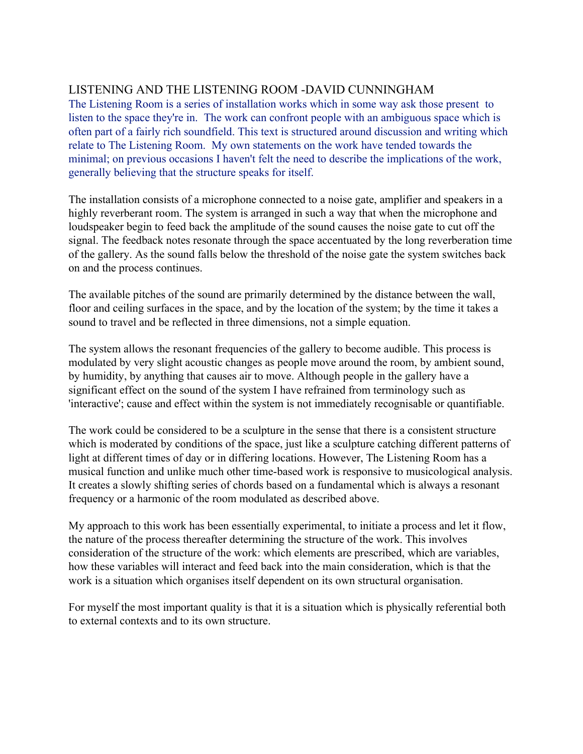# LISTENING AND THE LISTENING ROOM -DAVID CUNNINGHAM

The Listening Room is a series of installation works which in some way ask those present to listen to the space they're in. The work can confront people with an ambiguous space which is often part of a fairly rich soundfield. This text is structured around discussion and writing which relate to The Listening Room. My own statements on the work have tended towards the minimal; on previous occasions I haven't felt the need to describe the implications of the work, generally believing that the structure speaks for itself.

The installation consists of a microphone connected to a noise gate, amplifier and speakers in a highly reverberant room. The system is arranged in such a way that when the microphone and loudspeaker begin to feed back the amplitude of the sound causes the noise gate to cut off the signal. The feedback notes resonate through the space accentuated by the long reverberation time of the gallery. As the sound falls below the threshold of the noise gate the system switches back on and the process continues.

The available pitches of the sound are primarily determined by the distance between the wall, floor and ceiling surfaces in the space, and by the location of the system; by the time it takes a sound to travel and be reflected in three dimensions, not a simple equation.

The system allows the resonant frequencies of the gallery to become audible. This process is modulated by very slight acoustic changes as people move around the room, by ambient sound, by humidity, by anything that causes air to move. Although people in the gallery have a significant effect on the sound of the system I have refrained from terminology such as 'interactive'; cause and effect within the system is not immediately recognisable or quantifiable.

The work could be considered to be a sculpture in the sense that there is a consistent structure which is moderated by conditions of the space, just like a sculpture catching different patterns of light at different times of day or in differing locations. However, The Listening Room has a musical function and unlike much other time-based work is responsive to musicological analysis. It creates a slowly shifting series of chords based on a fundamental which is always a resonant frequency or a harmonic of the room modulated as described above.

My approach to this work has been essentially experimental, to initiate a process and let it flow, the nature of the process thereafter determining the structure of the work. This involves consideration of the structure of the work: which elements are prescribed, which are variables, how these variables will interact and feed back into the main consideration, which is that the work is a situation which organises itself dependent on its own structural organisation.

For myself the most important quality is that it is a situation which is physically referential both to external contexts and to its own structure.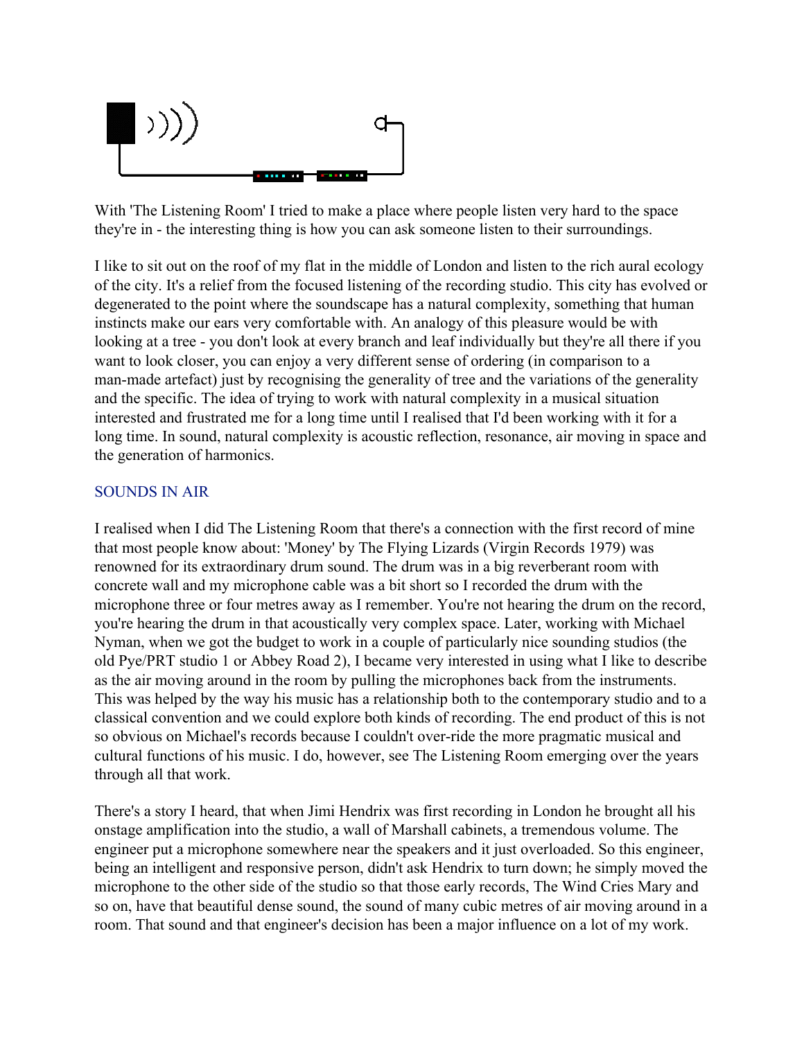With 'The Listening Room' I tried to make a place where people listen very hard to the space they're in - the interesting thing is how you can ask someone listen to their surroundings.

I like to sit out on the roof of my flat in the middle of London and listen to the rich aural ecology of the city. It's a relief from the focused listening of the recording studio. This city has evolved or degenerated to the point where the soundscape has a natural complexity, something that human instincts make our ears very comfortable with. An analogy of this pleasure would be with looking at a tree - you don't look at every branch and leaf individually but they're all there if you want to look closer, you can enjoy a very different sense of ordering (in comparison to a man-made artefact) just by recognising the generality of tree and the variations of the generality and the specific. The idea of trying to work with natural complexity in a musical situation interested and frustrated me for a long time until I realised that I'd been working with it for a long time. In sound, natural complexity is acoustic reflection, resonance, air moving in space and the generation of harmonics.

## SOUNDS IN AIR

I realised when I did The Listening Room that there's a connection with the first record of mine that most people know about: 'Money' by The Flying Lizards (Virgin Records 1979) was renowned for its extraordinary drum sound. The drum was in a big reverberant room with concrete wall and my microphone cable was a bit short so I recorded the drum with the microphone three or four metres away as I remember. You're not hearing the drum on the record, you're hearing the drum in that acoustically very complex space. Later, working with Michael Nyman, when we got the budget to work in a couple of particularly nice sounding studios (the old Pye/PRT studio 1 or Abbey Road 2), I became very interested in using what I like to describe as the air moving around in the room by pulling the microphones back from the instruments. This was helped by the way his music has a relationship both to the contemporary studio and to a classical convention and we could explore both kinds of recording. The end product of this is not so obvious on Michael's records because I couldn't over-ride the more pragmatic musical and cultural functions of his music. I do, however, see The Listening Room emerging over the years through all that work.

There's a story I heard, that when Jimi Hendrix was first recording in London he brought all his onstage amplification into the studio, a wall of Marshall cabinets, a tremendous volume. The engineer put a microphone somewhere near the speakers and it just overloaded. So this engineer, being an intelligent and responsive person, didn't ask Hendrix to turn down; he simply moved the microphone to the other side of the studio so that those early records, The Wind Cries Mary and so on, have that beautiful dense sound, the sound of many cubic metres of air moving around in a room. That sound and that engineer's decision has been a major influence on a lot of my work.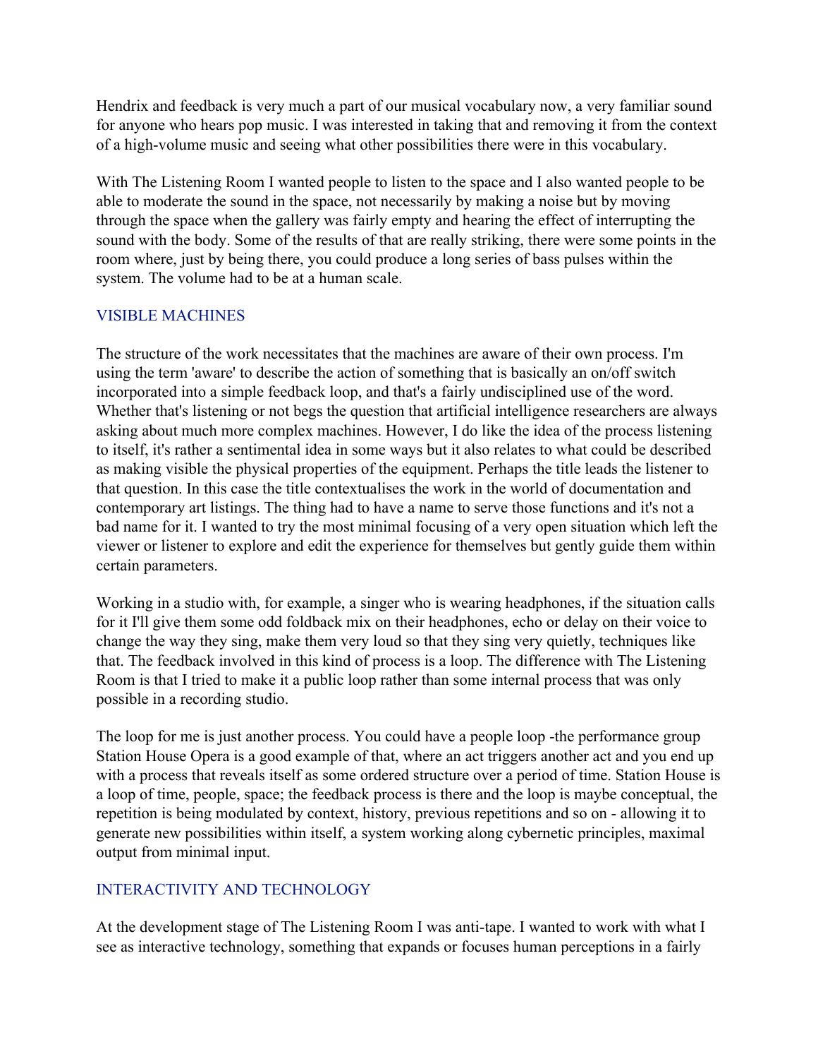Hendrix and feedback is very much a part of our musical vocabulary now, a very familiar sound for anyone who hears pop music. I was interested in taking that and removing it from the context of a high-volume music and seeing what other possibilities there were in this vocabulary.

With The Listening Room I wanted people to listen to the space and I also wanted people to be able to moderate the sound in the space, not necessarily by making a noise but by moving through the space when the gallery was fairly empty and hearing the effect of interrupting the sound with the body. Some of the results of that are really striking, there were some points in the room where, just by being there, you could produce a long series of bass pulses within the system. The volume had to be at a human scale.

## VISIBLE MACHINES

The structure of the work necessitates that the machines are aware of their own process. I'm using the term 'aware' to describe the action of something that is basically an on/off switch incorporated into a simple feedback loop, and that's a fairly undisciplined use of the word. Whether that's listening or not begs the question that artificial intelligence researchers are always asking about much more complex machines. However, I do like the idea of the process listening to itself, it's rather a sentimental idea in some ways but it also relates to what could be described as making visible the physical properties of the equipment. Perhaps the title leads the listener to that question. In this case the title contextualises the work in the world of documentation and contemporary art listings. The thing had to have a name to serve those functions and it's not a bad name for it. I wanted to try the most minimal focusing of a very open situation which left the viewer or listener to explore and edit the experience for themselves but gently guide them within certain parameters.

Working in a studio with, for example, a singer who is wearing headphones, if the situation calls for it I'll give them some odd foldback mix on their headphones, echo or delay on their voice to change the way they sing, make them very loud so that they sing very quietly, techniques like that. The feedback involved in this kind of process is a loop. The difference with The Listening Room is that I tried to make it a public loop rather than some internal process that was only possible in a recording studio.

The loop for me is just another process. You could have a people loop -the performance group Station House Opera is a good example of that, where an act triggers another act and you end up with a process that reveals itself as some ordered structure over a period of time. Station House is a loop of time, people, space; the feedback process is there and the loop is maybe conceptual, the repetition is being modulated by context, history, previous repetitions and so on - allowing it to generate new possibilities within itself, a system working along cybernetic principles, maximal output from minimal input.

## INTERACTIVITY AND TECHNOLOGY

At the development stage of The Listening Room I was anti-tape. I wanted to work with what I see as interactive technology, something that expands or focuses human perceptions in a fairly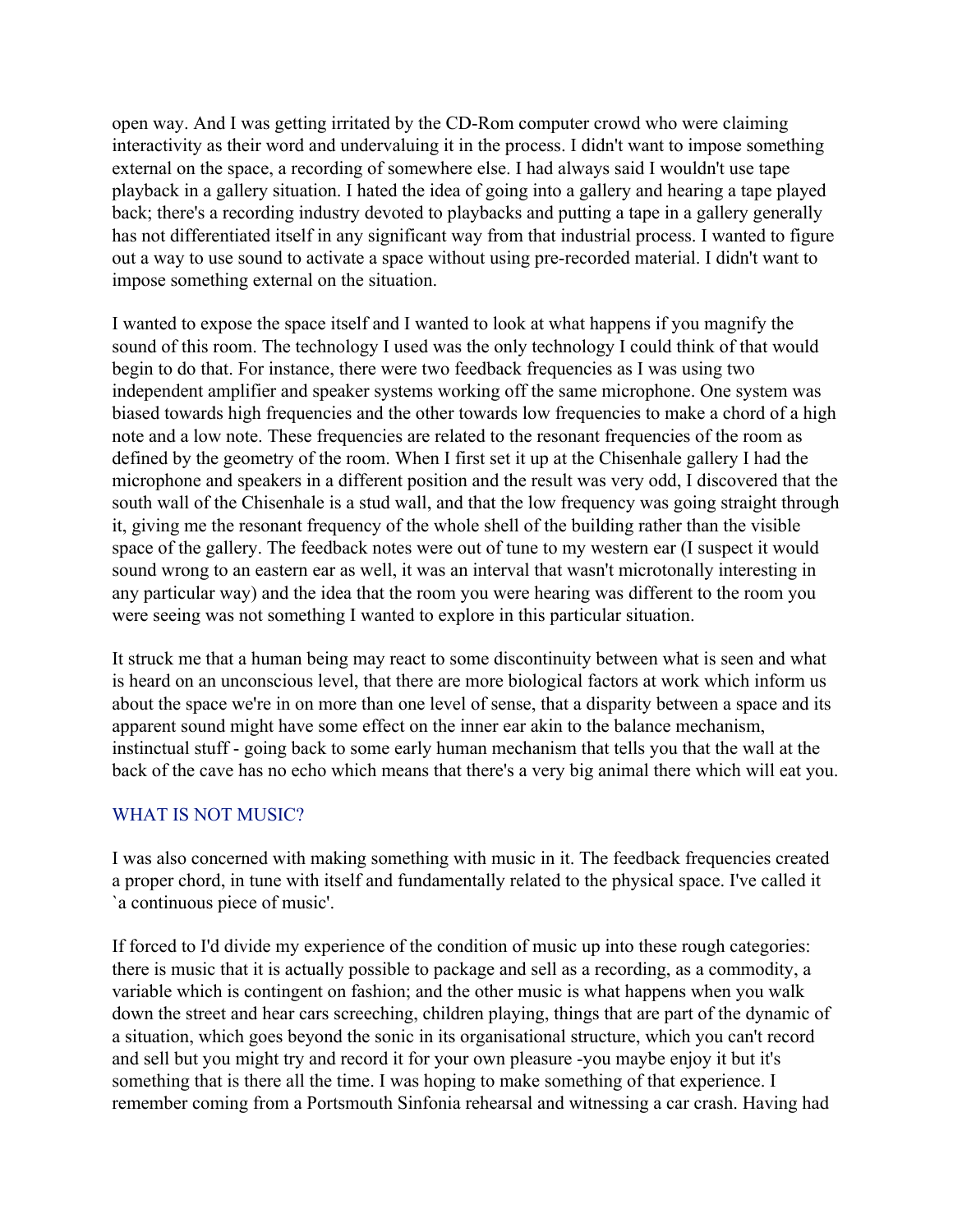open way. And I was getting irritated by the CD-Rom computer crowd who were claiming interactivity as their word and undervaluing it in the process. I didn't want to impose something external on the space, a recording of somewhere else. I had always said I wouldn't use tape playback in a gallery situation. I hated the idea of going into a gallery and hearing a tape played back; there's a recording industry devoted to playbacks and putting a tape in a gallery generally has not differentiated itself in any significant way from that industrial process. I wanted to figure out a way to use sound to activate a space without using pre-recorded material. I didn't want to impose something external on the situation.

I wanted to expose the space itself and I wanted to look at what happens if you magnify the sound of this room. The technology I used was the only technology I could think of that would begin to do that. For instance, there were two feedback frequencies as I was using two independent amplifier and speaker systems working off the same microphone. One system was biased towards high frequencies and the other towards low frequencies to make a chord of a high note and a low note. These frequencies are related to the resonant frequencies of the room as defined by the geometry of the room. When I first set it up at the Chisenhale gallery I had the microphone and speakers in a different position and the result was very odd, I discovered that the south wall of the Chisenhale is a stud wall, and that the low frequency was going straight through it, giving me the resonant frequency of the whole shell of the building rather than the visible space of the gallery. The feedback notes were out of tune to my western ear (I suspect it would sound wrong to an eastern ear as well, it was an interval that wasn't microtonally interesting in any particular way) and the idea that the room you were hearing was different to the room you were seeing was not something I wanted to explore in this particular situation.

It struck me that a human being may react to some discontinuity between what is seen and what is heard on an unconscious level, that there are more biological factors at work which inform us about the space we're in on more than one level of sense, that a disparity between a space and its apparent sound might have some effect on the inner ear akin to the balance mechanism, instinctual stuff - going back to some early human mechanism that tells you that the wall at the back of the cave has no echo which means that there's a very big animal there which will eat you.

## WHAT IS NOT MUSIC?

I was also concerned with making something with music in it. The feedback frequencies created a proper chord, in tune with itself and fundamentally related to the physical space. I've called it `a continuous piece of music'.

If forced to I'd divide my experience of the condition of music up into these rough categories: there is music that it is actually possible to package and sell as a recording, as a commodity, a variable which is contingent on fashion; and the other music is what happens when you walk down the street and hear cars screeching, children playing, things that are part of the dynamic of a situation, which goes beyond the sonic in its organisational structure, which you can't record and sell but you might try and record it for your own pleasure -you maybe enjoy it but it's something that is there all the time. I was hoping to make something of that experience. I remember coming from a Portsmouth Sinfonia rehearsal and witnessing a car crash. Having had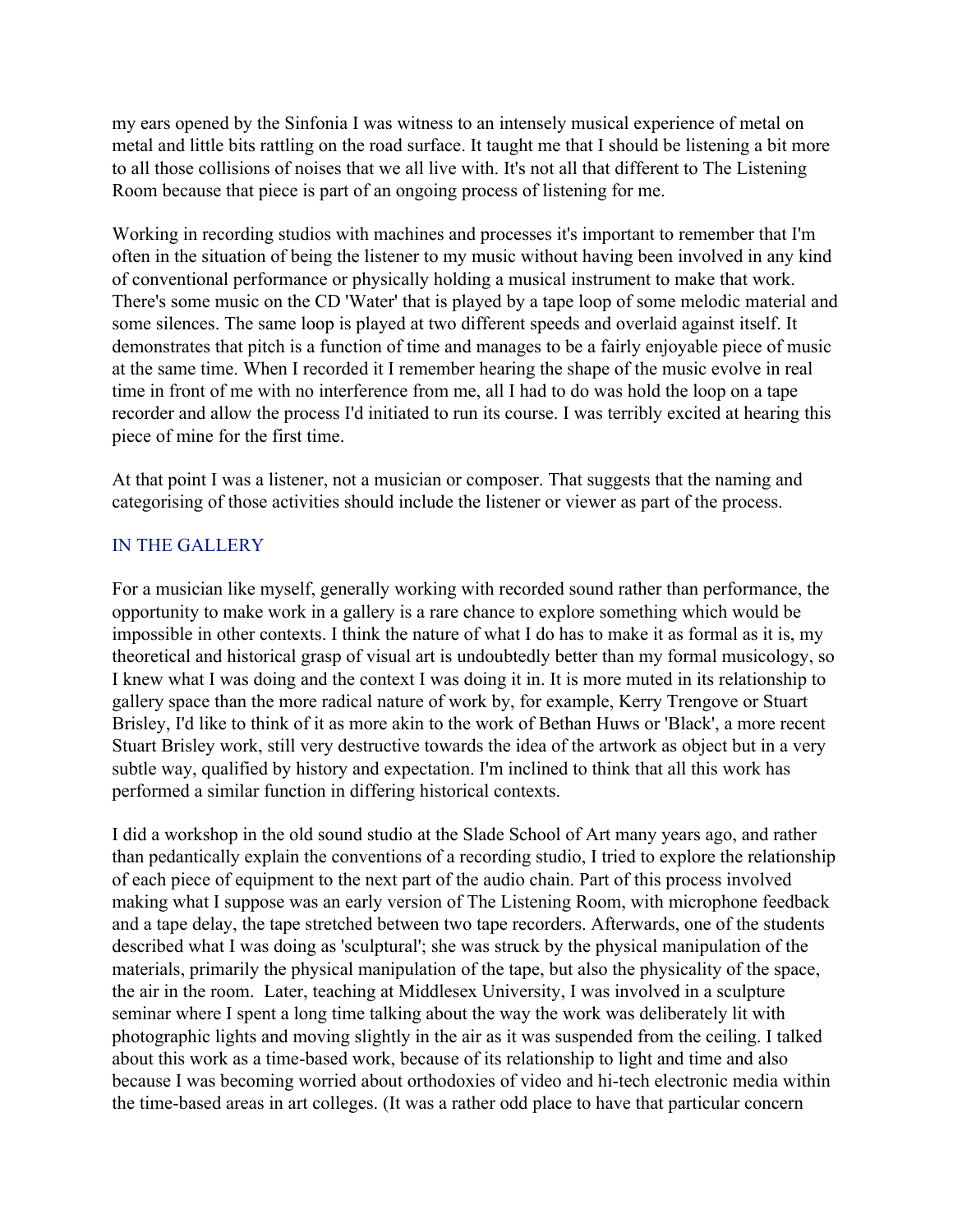my ears opened by the Sinfonia I was witness to an intensely musical experience of metal on metal and little bits rattling on the road surface. It taught me that I should be listening a bit more to all those collisions of noises that we all live with. It's not all that different to The Listening Room because that piece is part of an ongoing process of listening for me.

Working in recording studios with machines and processes it's important to remember that I'm often in the situation of being the listener to my music without having been involved in any kind of conventional performance or physically holding a musical instrument to make that work. There's some music on the CD 'Water' that is played by a tape loop of some melodic material and some silences. The same loop is played at two different speeds and overlaid against itself. It demonstrates that pitch is a function of time and manages to be a fairly enjoyable piece of music at the same time. When I recorded it I remember hearing the shape of the music evolve in real time in front of me with no interference from me, all I had to do was hold the loop on a tape recorder and allow the process I'd initiated to run its course. I was terribly excited at hearing this piece of mine for the first time.

At that point I was a listener, not a musician or composer. That suggests that the naming and categorising of those activities should include the listener or viewer as part of the process.

## IN THE GALLERY

For a musician like myself, generally working with recorded sound rather than performance, the opportunity to make work in a gallery is a rare chance to explore something which would be impossible in other contexts. I think the nature of what I do has to make it as formal as it is, my theoretical and historical grasp of visual art is undoubtedly better than my formal musicology, so I knew what I was doing and the context I was doing it in. It is more muted in its relationship to gallery space than the more radical nature of work by, for example, Kerry Trengove or Stuart Brisley, I'd like to think of it as more akin to the work of Bethan Huws or 'Black', a more recent Stuart Brisley work, still very destructive towards the idea of the artwork as object but in a very subtle way, qualified by history and expectation. I'm inclined to think that all this work has performed a similar function in differing historical contexts.

I did a workshop in the old sound studio at the Slade School of Art many years ago, and rather than pedantically explain the conventions of a recording studio, I tried to explore the relationship of each piece of equipment to the next part of the audio chain. Part of this process involved making what I suppose was an early version of The Listening Room, with microphone feedback and a tape delay, the tape stretched between two tape recorders. Afterwards, one of the students described what I was doing as 'sculptural'; she was struck by the physical manipulation of the materials, primarily the physical manipulation of the tape, but also the physicality of the space, the air in the room. Later, teaching at Middlesex University, I was involved in a sculpture seminar where I spent a long time talking about the way the work was deliberately lit with photographic lights and moving slightly in the air as it was suspended from the ceiling. I talked about this work as a time-based work, because of its relationship to light and time and also because I was becoming worried about orthodoxies of video and hi-tech electronic media within the time-based areas in art colleges. (It was a rather odd place to have that particular concern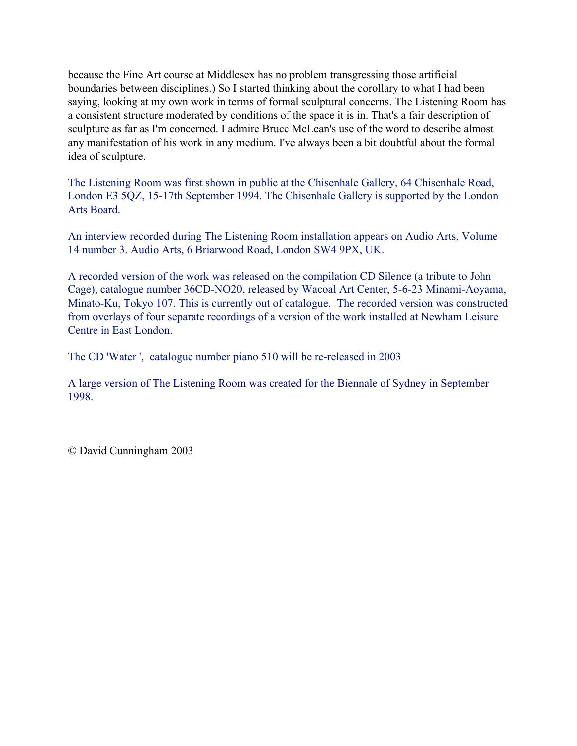because the Fine Art course at Middlesex has no problem transgressing those artificial boundaries between disciplines.) So I started thinking about the corollary to what I had been saying, looking at my own work in terms of formal sculptural concerns. The Listening Room has a consistent structure moderated by conditions of the space it is in. That's a fair description of sculpture as far as I'm concerned. I admire Bruce McLean's use of the word to describe almost any manifestation of his work in any medium. I've always been a bit doubtful about the formal idea of sculpture.

The Listening Room was first shown in public at the Chisenhale Gallery, 64 Chisenhale Road, London E3 5QZ, 15-17th September 1994. The Chisenhale Gallery is supported by the London Arts Board.

An interview recorded during The Listening Room installation appears on Audio Arts, Volume 14 number 3. Audio Arts, 6 Briarwood Road, London SW4 9PX, UK.

A recorded version of the work was released on the compilation CD Silence (a tribute to John Cage), catalogue number 36CD-NO20, released by Wacoal Art Center, 5-6-23 Minami-Aoyama, Minato-Ku, Tokyo 107. This is currently out of catalogue. The recorded version was constructed from overlays of four separate recordings of a version of the work installed at Newham Leisure Centre in East London.

The CD 'Water ', catalogue number piano 510 will be re-released in 2003

A large version of The Listening Room was created for the Biennale of Sydney in September 1998.

© David Cunningham 2003